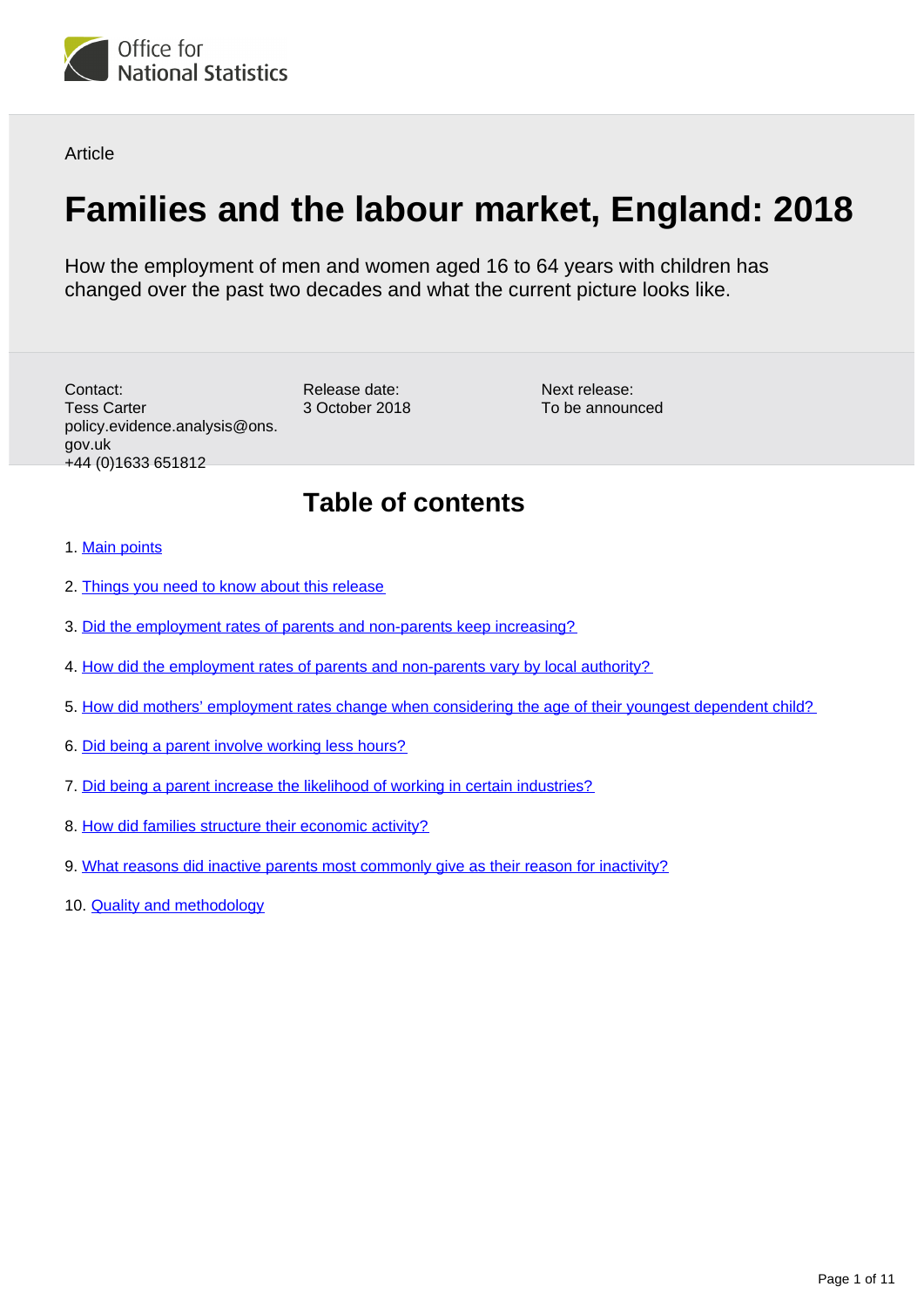Office for National Statistics

Article

# Families and the labour market, England: 2018

How the employment of men and women aged 16 to 64 years with children has changed over the past two decades and what the current picture looks like.

Contact:
Tess Carter
policy.evidence.analysis@ons.gov.uk
+44 (0)1633 651812

Release date:
3 October 2018

Next release:
To be announced

## Table of contents

1. Main points
2. Things you need to know about this release
3. Did the employment rates of parents and non-parents keep increasing?
4. How did the employment rates of parents and non-parents vary by local authority?
5. How did mothers' employment rates change when considering the age of their youngest dependent child?
6. Did being a parent involve working less hours?
7. Did being a parent increase the likelihood of working in certain industries?
8. How did families structure their economic activity?
9. What reasons did inactive parents most commonly give as their reason for inactivity?
10. Quality and methodology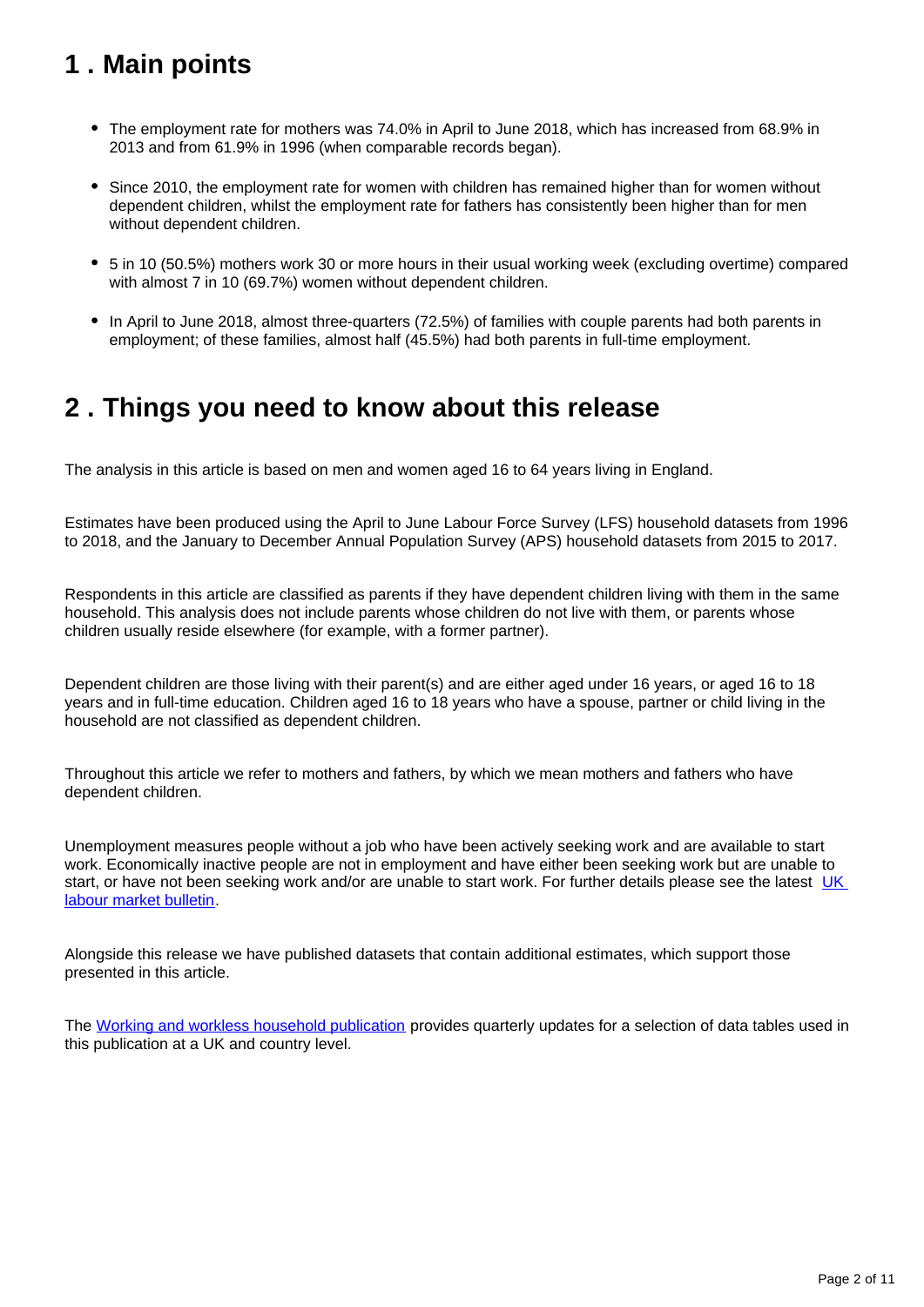## 1 . Main points

- The employment rate for mothers was 74.0% in April to June 2018, which has increased from 68.9% in 2013 and from 61.9% in 1996 (when comparable records began).
- Since 2010, the employment rate for women with children has remained higher than for women without dependent children, whilst the employment rate for fathers has consistently been higher than for men without dependent children.
- 5 in 10 (50.5%) mothers work 30 or more hours in their usual working week (excluding overtime) compared with almost 7 in 10 (69.7%) women without dependent children.
- In April to June 2018, almost three-quarters (72.5%) of families with couple parents had both parents in employment; of these families, almost half (45.5%) had both parents in full-time employment.

## 2 . Things you need to know about this release

The analysis in this article is based on men and women aged 16 to 64 years living in England.

Estimates have been produced using the April to June Labour Force Survey (LFS) household datasets from 1996 to 2018, and the January to December Annual Population Survey (APS) household datasets from 2015 to 2017.

Respondents in this article are classified as parents if they have dependent children living with them in the same household. This analysis does not include parents whose children do not live with them, or parents whose children usually reside elsewhere (for example, with a former partner).

Dependent children are those living with their parent(s) and are either aged under 16 years, or aged 16 to 18 years and in full-time education. Children aged 16 to 18 years who have a spouse, partner or child living in the household are not classified as dependent children.

Throughout this article we refer to mothers and fathers, by which we mean mothers and fathers who have dependent children.

Unemployment measures people without a job who have been actively seeking work and are available to start work. Economically inactive people are not in employment and have either been seeking work but are unable to start, or have not been seeking work and/or are unable to start work. For further details please see the latest UK labour market bulletin.

Alongside this release we have published datasets that contain additional estimates, which support those presented in this article.

The Working and workless household publication provides quarterly updates for a selection of data tables used in this publication at a UK and country level.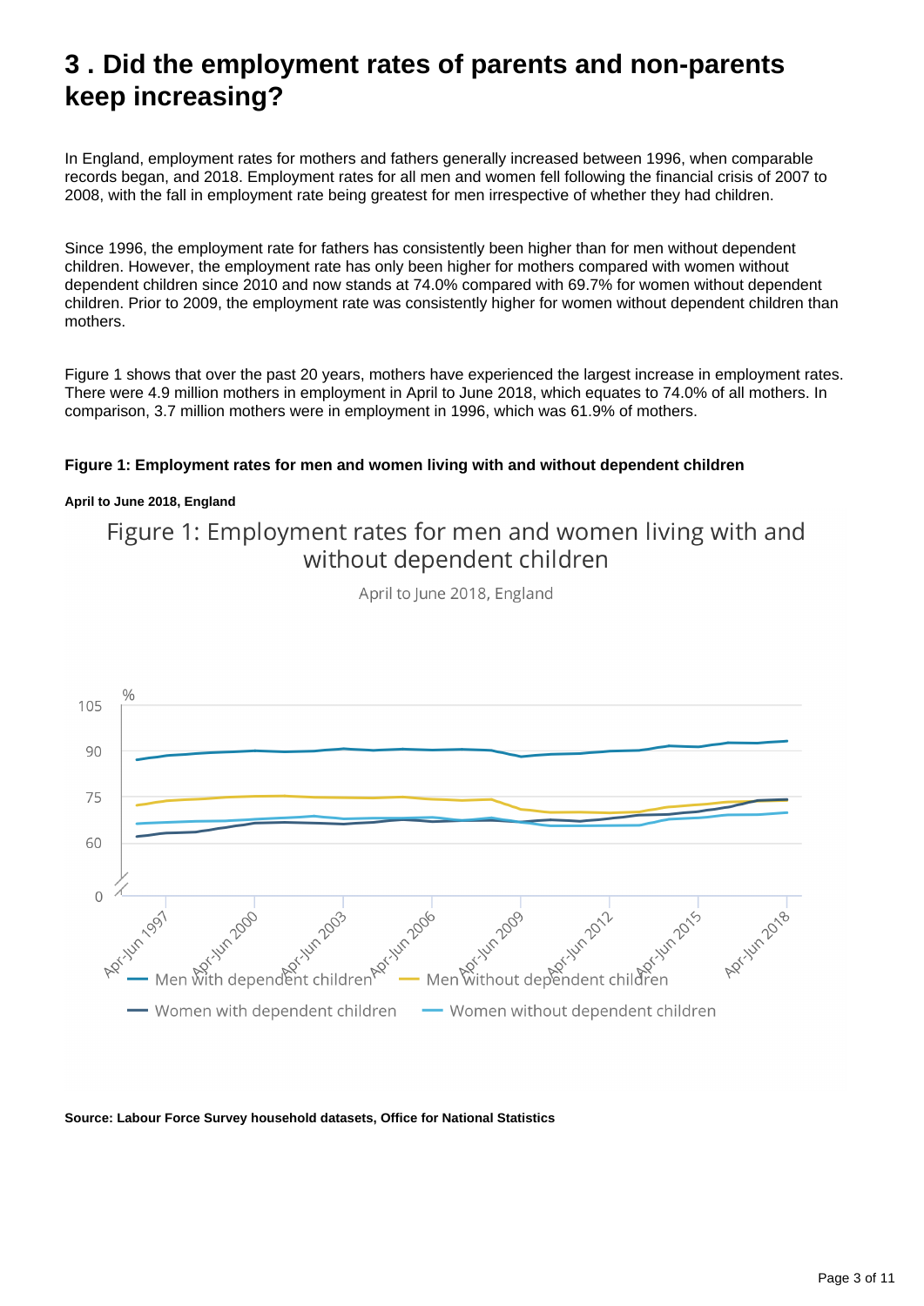# 3 . Did the employment rates of parents and non-parents keep increasing?

In England, employment rates for mothers and fathers generally increased between 1996, when comparable records began, and 2018. Employment rates for all men and women fell following the financial crisis of 2007 to 2008, with the fall in employment rate being greatest for men irrespective of whether they had children.

Since 1996, the employment rate for fathers has consistently been higher than for men without dependent children. However, the employment rate has only been higher for mothers compared with women without dependent children since 2010 and now stands at 74.0% compared with 69.7% for women without dependent children. Prior to 2009, the employment rate was consistently higher for women without dependent children than mothers.

Figure 1 shows that over the past 20 years, mothers have experienced the largest increase in employment rates. There were 4.9 million mothers in employment in April to June 2018, which equates to 74.0% of all mothers. In comparison, 3.7 million mothers were in employment in 1996, which was 61.9% of mothers.

**Figure 1: Employment rates for men and women living with and without dependent children**

**April to June 2018, England**

Figure 1: Employment rates for men and women living with and without dependent children

April to June 2018, England

**Source: Labour Force Survey household datasets, Office for National Statistics**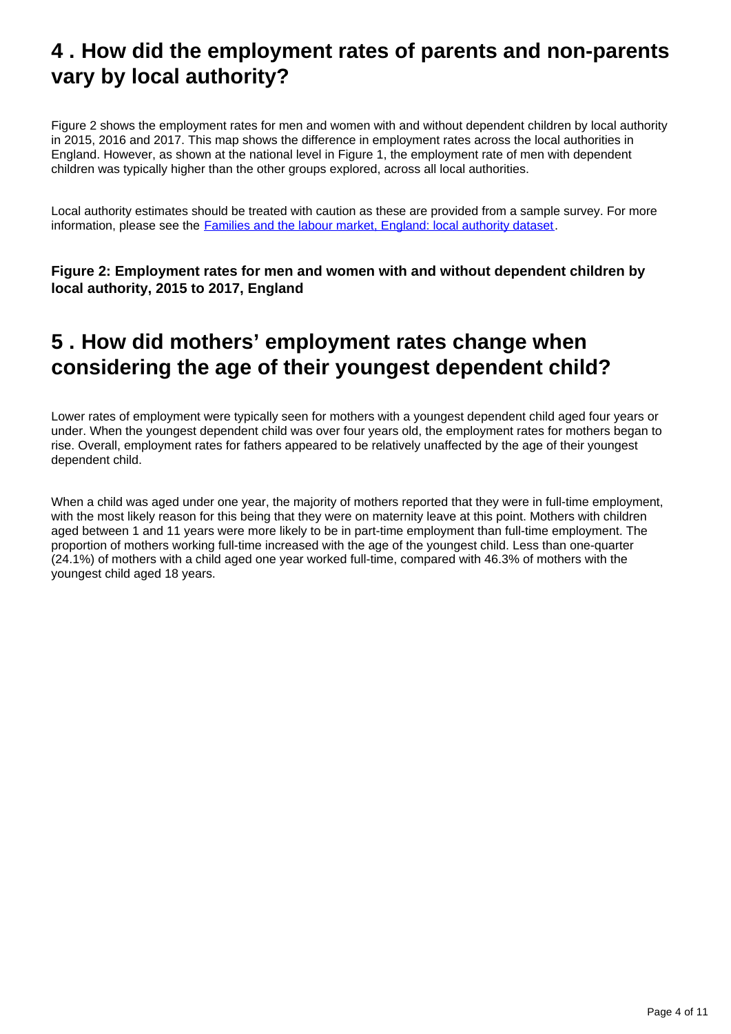## 4 . How did the employment rates of parents and non-parents vary by local authority?

Figure 2 shows the employment rates for men and women with and without dependent children by local authority in 2015, 2016 and 2017. This map shows the difference in employment rates across the local authorities in England. However, as shown at the national level in Figure 1, the employment rate of men with dependent children was typically higher than the other groups explored, across all local authorities.

Local authority estimates should be treated with caution as these are provided from a sample survey. For more information, please see the [Families and the labour market, England: local authority dataset](#).

**Figure 2: Employment rates for men and women with and without dependent children by local authority, 2015 to 2017, England**

## 5 . How did mothers' employment rates change when considering the age of their youngest dependent child?

Lower rates of employment were typically seen for mothers with a youngest dependent child aged four years or under. When the youngest dependent child was over four years old, the employment rates for mothers began to rise. Overall, employment rates for fathers appeared to be relatively unaffected by the age of their youngest dependent child.

When a child was aged under one year, the majority of mothers reported that they were in full-time employment, with the most likely reason for this being that they were on maternity leave at this point. Mothers with children aged between 1 and 11 years were more likely to be in part-time employment than full-time employment. The proportion of mothers working full-time increased with the age of the youngest child. Less than one-quarter (24.1%) of mothers with a child aged one year worked full-time, compared with 46.3% of mothers with the youngest child aged 18 years.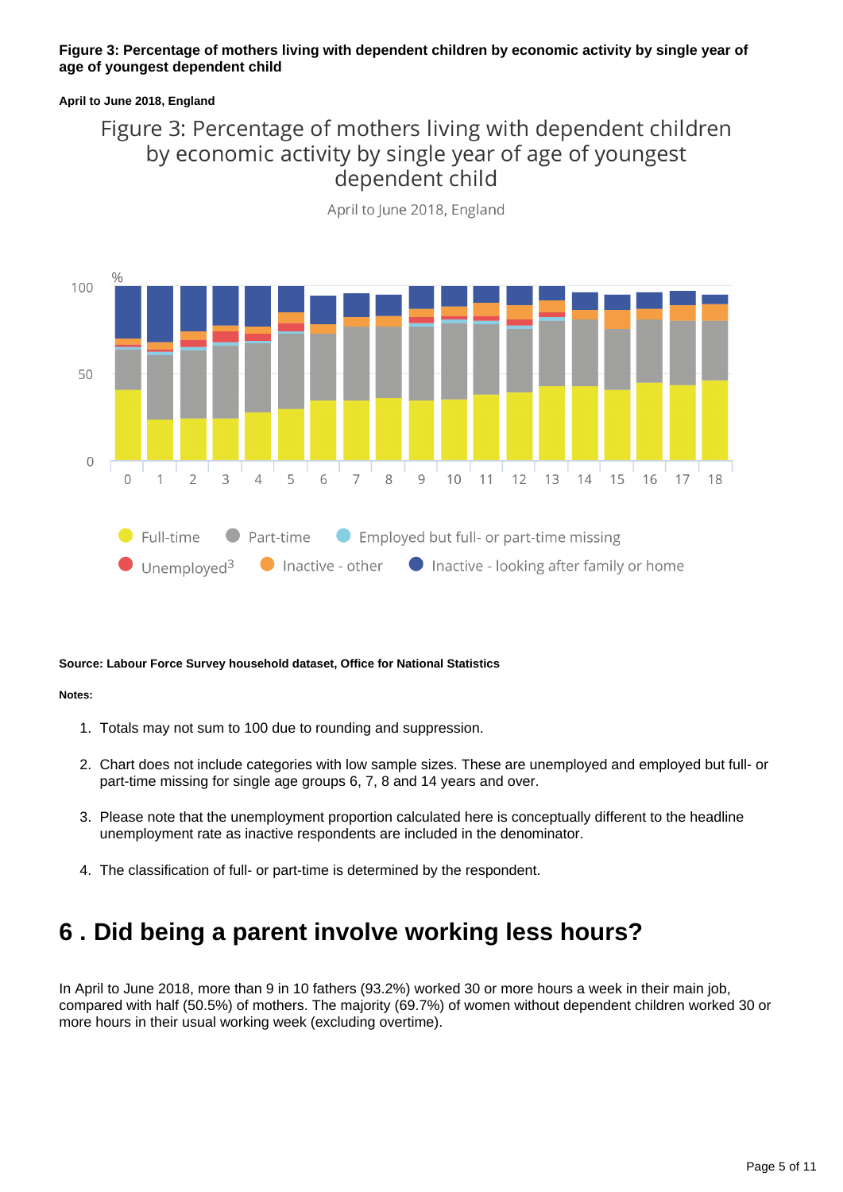**Figure 3: Percentage of mothers living with dependent children by economic activity by single year of age of youngest dependent child**

**April to June 2018, England**

**Source: Labour Force Survey household dataset, Office for National Statistics**

**Notes:**

1. Totals may not sum to 100 due to rounding and suppression.
2. Chart does not include categories with low sample sizes. These are unemployed and employed but full- or part-time missing for single age groups 6, 7, 8 and 14 years and over.
3. Please note that the unemployment proportion calculated here is conceptually different to the headline unemployment rate as inactive respondents are included in the denominator.
4. The classification of full- or part-time is determined by the respondent.

## 6 . Did being a parent involve working less hours?

In April to June 2018, more than 9 in 10 fathers (93.2%) worked 30 or more hours a week in their main job, compared with half (50.5%) of mothers. The majority (69.7%) of women without dependent children worked 30 or more hours in their usual working week (excluding overtime).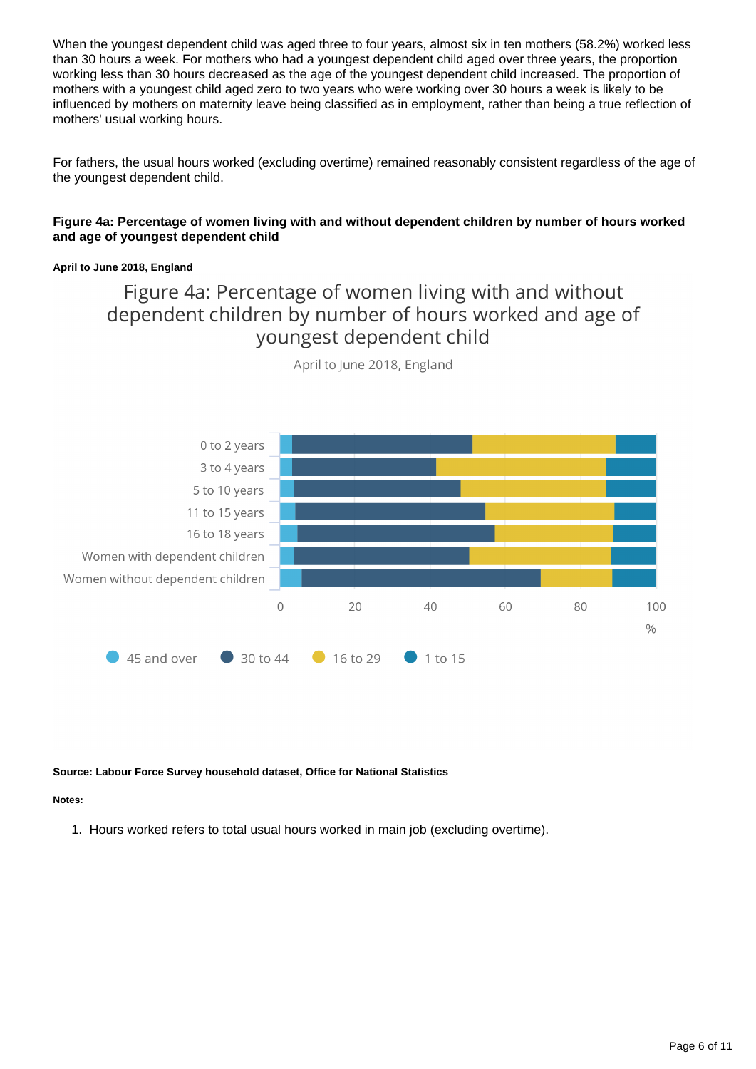When the youngest dependent child was aged three to four years, almost six in ten mothers (58.2%) worked less than 30 hours a week. For mothers who had a youngest dependent child aged over three years, the proportion working less than 30 hours decreased as the age of the youngest dependent child increased. The proportion of mothers with a youngest child aged zero to two years who were working over 30 hours a week is likely to be influenced by mothers on maternity leave being classified as in employment, rather than being a true reflection of mothers' usual working hours.

For fathers, the usual hours worked (excluding overtime) remained reasonably consistent regardless of the age of the youngest dependent child.

**Figure 4a: Percentage of women living with and without dependent children by number of hours worked and age of youngest dependent child**

**April to June 2018, England**

Figure 4a: Percentage of women living with and without dependent children by number of hours worked and age of youngest dependent child

April to June 2018, England

**Source: Labour Force Survey household dataset, Office for National Statistics**

**Notes:**

1. Hours worked refers to total usual hours worked in main job (excluding overtime).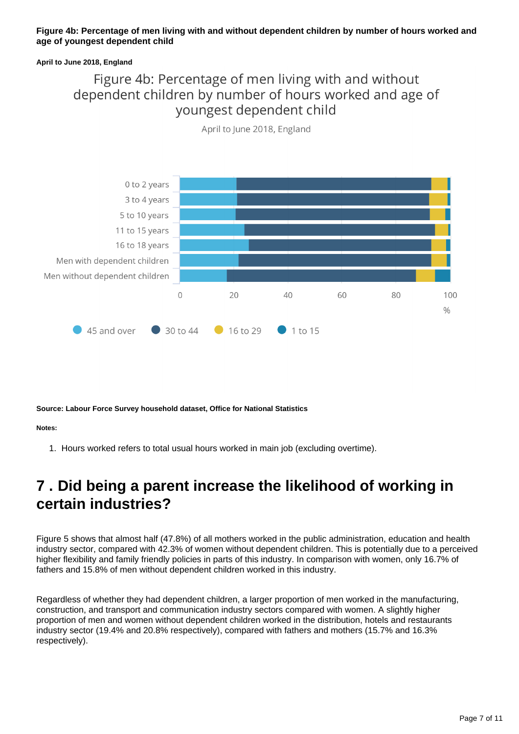**Figure 4b: Percentage of men living with and without dependent children by number of hours worked and age of youngest dependent child**

**April to June 2018, England**

Figure 4b: Percentage of men living with and without dependent children by number of hours worked and age of youngest dependent child

April to June 2018, England

0 to 2 years
3 to 4 years
5 to 10 years
11 to 15 years
16 to 18 years
Men with dependent children
Men without dependent children

0 20 40 60 80 100
%

45 and over | 30 to 44 | 16 to 29 | 1 to 15

**Source: Labour Force Survey household dataset, Office for National Statistics**

**Notes:**

1. Hours worked refers to total usual hours worked in main job (excluding overtime).

## 7 . Did being a parent increase the likelihood of working in certain industries?

Figure 5 shows that almost half (47.8%) of all mothers worked in the public administration, education and health industry sector, compared with 42.3% of women without dependent children. This is potentially due to a perceived higher flexibility and family friendly policies in parts of this industry. In comparison with women, only 16.7% of fathers and 15.8% of men without dependent children worked in this industry.

Regardless of whether they had dependent children, a larger proportion of men worked in the manufacturing, construction, and transport and communication industry sectors compared with women. A slightly higher proportion of men and women without dependent children worked in the distribution, hotels and restaurants industry sector (19.4% and 20.8% respectively), compared with fathers and mothers (15.7% and 16.3% respectively).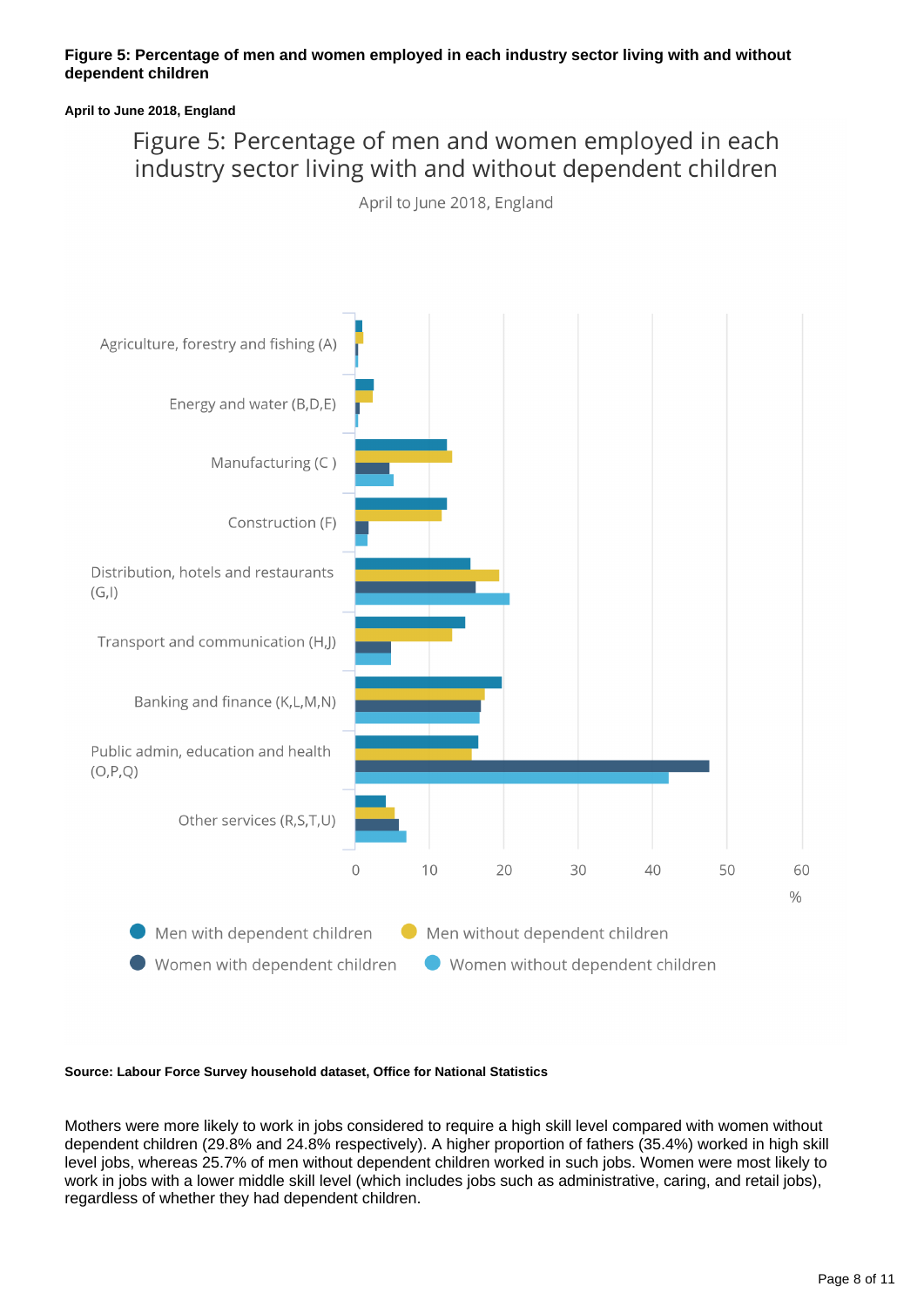**Figure 5: Percentage of men and women employed in each industry sector living with and without dependent children**

**April to June 2018, England**

Figure 5: Percentage of men and women employed in each industry sector living with and without dependent children

April to June 2018, England

**Source: Labour Force Survey household dataset, Office for National Statistics**

Mothers were more likely to work in jobs considered to require a high skill level compared with women without dependent children (29.8% and 24.8% respectively). A higher proportion of fathers (35.4%) worked in high skill level jobs, whereas 25.7% of men without dependent children worked in such jobs. Women were most likely to work in jobs with a lower middle skill level (which includes jobs such as administrative, caring, and retail jobs), regardless of whether they had dependent children.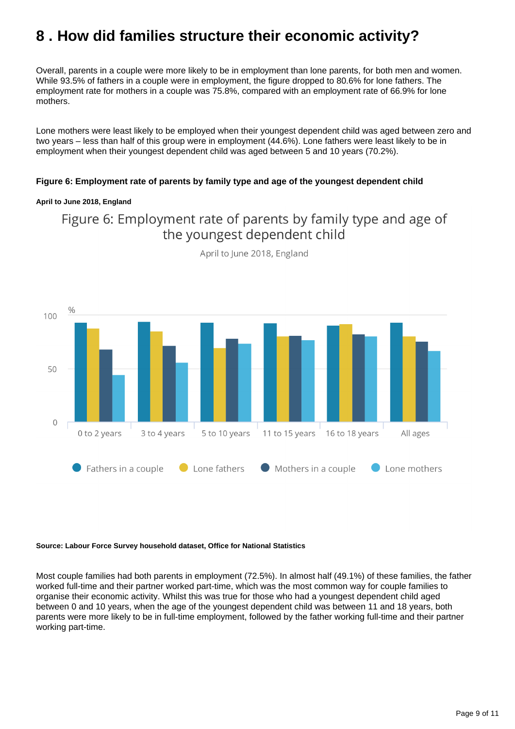# 8 . How did families structure their economic activity?

Overall, parents in a couple were more likely to be in employment than lone parents, for both men and women. While 93.5% of fathers in a couple were in employment, the figure dropped to 80.6% for lone fathers. The employment rate for mothers in a couple was 75.8%, compared with an employment rate of 66.9% for lone mothers.

Lone mothers were least likely to be employed when their youngest dependent child was aged between zero and two years – less than half of this group were in employment (44.6%). Lone fathers were least likely to be in employment when their youngest dependent child was aged between 5 and 10 years (70.2%).

**Figure 6: Employment rate of parents by family type and age of the youngest dependent child**

**April to June 2018, England**

Figure 6: Employment rate of parents by family type and age of the youngest dependent child

April to June 2018, England

%

Legend: Fathers in a couple, Lone fathers, Mothers in a couple, Lone mothers

Categories: 0 to 2 years, 3 to 4 years, 5 to 10 years, 11 to 15 years, 16 to 18 years, All ages

**Source: Labour Force Survey household dataset, Office for National Statistics**

Most couple families had both parents in employment (72.5%). In almost half (49.1%) of these families, the father worked full-time and their partner worked part-time, which was the most common way for couple families to organise their economic activity. Whilst this was true for those who had a youngest dependent child aged between 0 and 10 years, when the age of the youngest dependent child was between 11 and 18 years, both parents were more likely to be in full-time employment, followed by the father working full-time and their partner working part-time.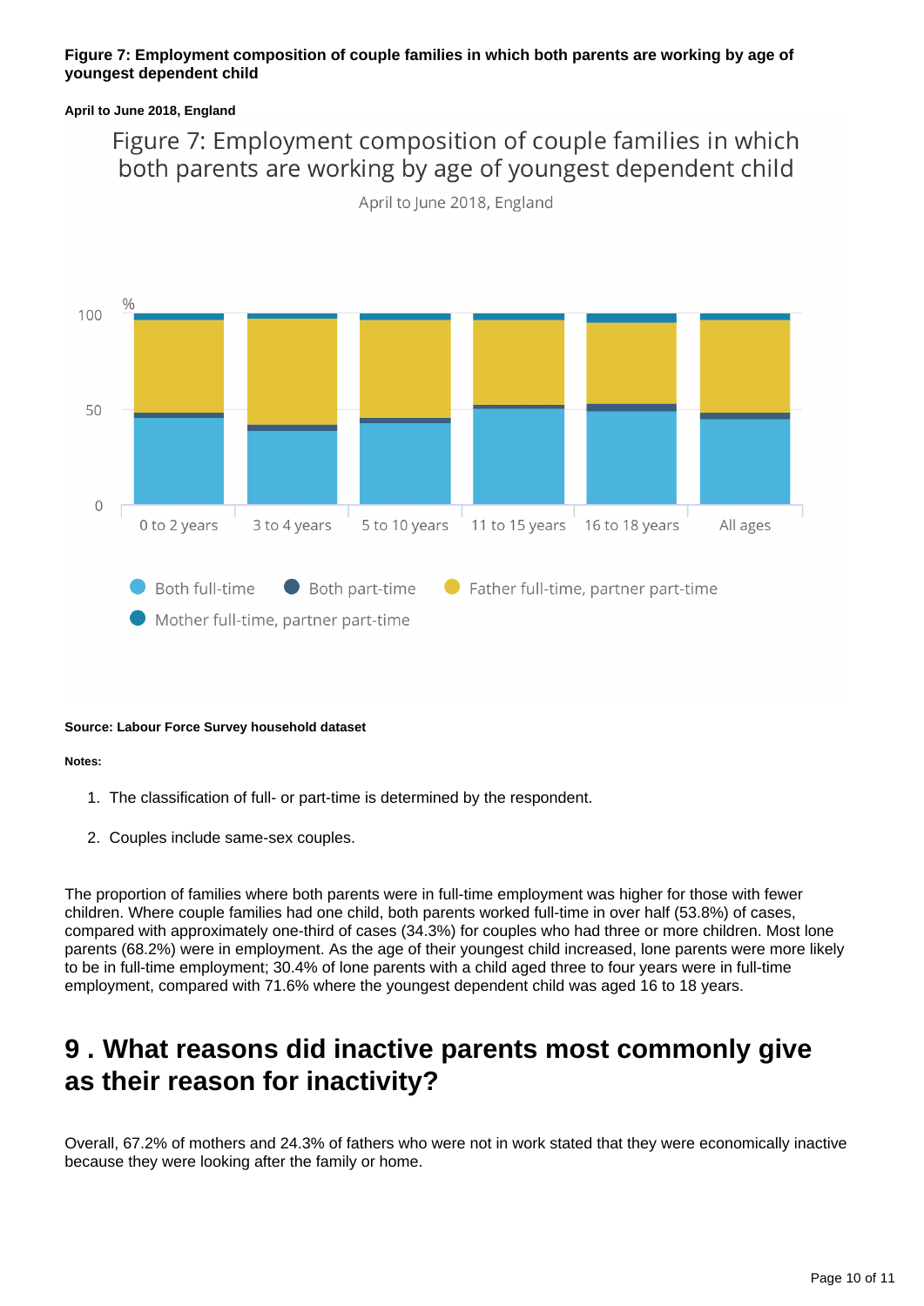**Figure 7: Employment composition of couple families in which both parents are working by age of youngest dependent child**

**April to June 2018, England**

Figure 7: Employment composition of couple families in which both parents are working by age of youngest dependent child

April to June 2018, England

%

100

50

0

0 to 2 years | 3 to 4 years | 5 to 10 years | 11 to 15 years | 16 to 18 years | All ages

Both full-time | Both part-time | Father full-time, partner part-time | Mother full-time, partner part-time

**Source: Labour Force Survey household dataset**

**Notes:**

1. The classification of full- or part-time is determined by the respondent.

2. Couples include same-sex couples.

The proportion of families where both parents were in full-time employment was higher for those with fewer children. Where couple families had one child, both parents worked full-time in over half (53.8%) of cases, compared with approximately one-third of cases (34.3%) for couples who had three or more children. Most lone parents (68.2%) were in employment. As the age of their youngest child increased, lone parents were more likely to be in full-time employment; 30.4% of lone parents with a child aged three to four years were in full-time employment, compared with 71.6% where the youngest dependent child was aged 16 to 18 years.

## 9 . What reasons did inactive parents most commonly give as their reason for inactivity?

Overall, 67.2% of mothers and 24.3% of fathers who were not in work stated that they were economically inactive because they were looking after the family or home.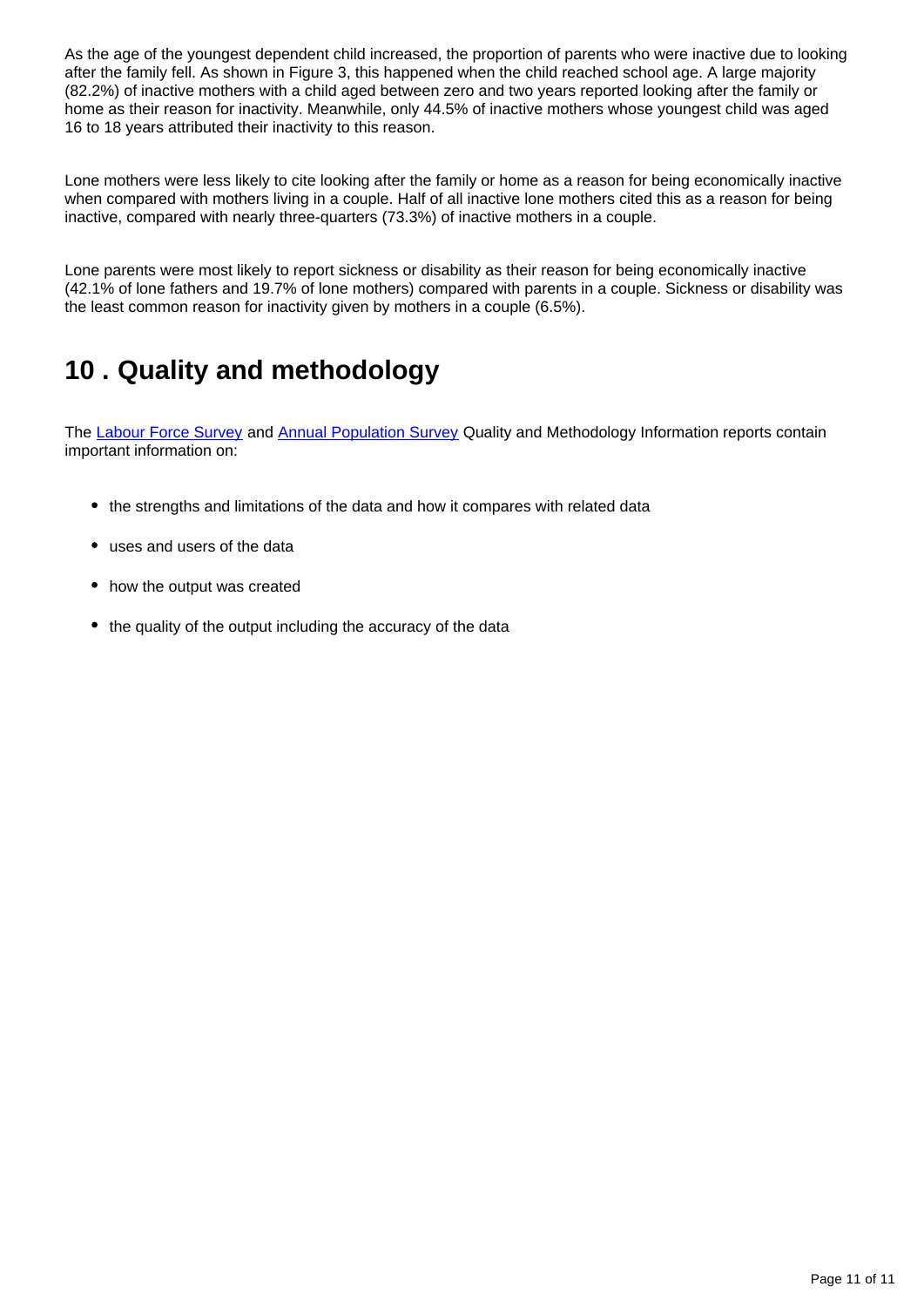As the age of the youngest dependent child increased, the proportion of parents who were inactive due to looking after the family fell. As shown in Figure 3, this happened when the child reached school age. A large majority (82.2%) of inactive mothers with a child aged between zero and two years reported looking after the family or home as their reason for inactivity. Meanwhile, only 44.5% of inactive mothers whose youngest child was aged 16 to 18 years attributed their inactivity to this reason.

Lone mothers were less likely to cite looking after the family or home as a reason for being economically inactive when compared with mothers living in a couple. Half of all inactive lone mothers cited this as a reason for being inactive, compared with nearly three-quarters (73.3%) of inactive mothers in a couple.

Lone parents were most likely to report sickness or disability as their reason for being economically inactive (42.1% of lone fathers and 19.7% of lone mothers) compared with parents in a couple. Sickness or disability was the least common reason for inactivity given by mothers in a couple (6.5%).

## 10 . Quality and methodology

The Labour Force Survey and Annual Population Survey Quality and Methodology Information reports contain important information on:

- the strengths and limitations of the data and how it compares with related data
- uses and users of the data
- how the output was created
- the quality of the output including the accuracy of the data